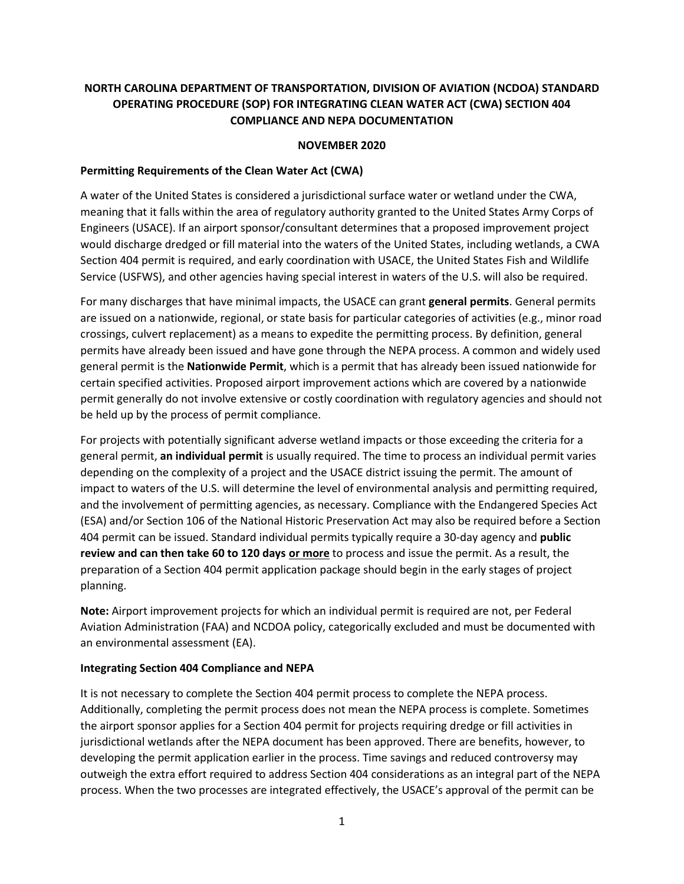# NORTH CAROLINA DEPARTMENT OF TRANSPORTATION, DIVISION OF AVIATION (NCDOA) STANDARD OPERATING PROCEDURE (SOP) FOR INTEGRATING CLEAN WATER ACT (CWA) SECTION 404 COMPLIANCE AND NEPA DOCUMENTATION

**NOVEMBER 2020**

## Permitting Requirements of the Clean Water Act (CWA)

A water of the United States is considered a jurisdictional surface water or wetland under the CWA, meaning that it falls within the area of regulatory authority granted to the United States Army Corps of Engineers (USACE). If an airport sponsor/consultant determines that a proposed improvement project would discharge dredged or fill material into the waters of the United States, including wetlands, a CWA Section 404 permit is required, and early coordination with USACE, the United States Fish and Wildlife Service (USFWS), and other agencies having special interest in waters of the U.S. will also be required.

For many discharges that have minimal impacts, the USACE can grant **general permits**. General permits are issued on a nationwide, regional, or state basis for particular categories of activities (e.g., minor road crossings, culvert replacement) as a means to expedite the permitting process. By definition, general permits have already been issued and have gone through the NEPA process. A common and widely used general permit is the **Nationwide Permit**, which is a permit that has already been issued nationwide for certain specified activities. Proposed airport improvement actions which are covered by a nationwide permit generally do not involve extensive or costly coordination with regulatory agencies and should not be held up by the process of permit compliance.

For projects with potentially significant adverse wetland impacts or those exceeding the criteria for a general permit, **an individual permit** is usually required. The time to process an individual permit varies depending on the complexity of a project and the USACE district issuing the permit. The amount of impact to waters of the U.S. will determine the level of environmental analysis and permitting required, and the involvement of permitting agencies, as necessary. Compliance with the Endangered Species Act (ESA) and/or Section 106 of the National Historic Preservation Act may also be required before a Section 404 permit can be issued. Standard individual permits typically require a 30-day agency and **public review and can then take 60 to 120 days <u>or more</u>** to process and issue the permit. As a result, the preparation of a Section 404 permit application package should begin in the early stages of project planning.

**Note:** Airport improvement projects for which an individual permit is required are not, per Federal Aviation Administration (FAA) and NCDOA policy, categorically excluded and must be documented with an environmental assessment (EA).

## Integrating Section 404 Compliance and NEPA

It is not necessary to complete the Section 404 permit process to complete the NEPA process. Additionally, completing the permit process does not mean the NEPA process is complete. Sometimes the airport sponsor applies for a Section 404 permit for projects requiring dredge or fill activities in jurisdictional wetlands after the NEPA document has been approved. There are benefits, however, to developing the permit application earlier in the process. Time savings and reduced controversy may outweigh the extra effort required to address Section 404 considerations as an integral part of the NEPA process. When the two processes are integrated effectively, the USACE's approval of the permit can be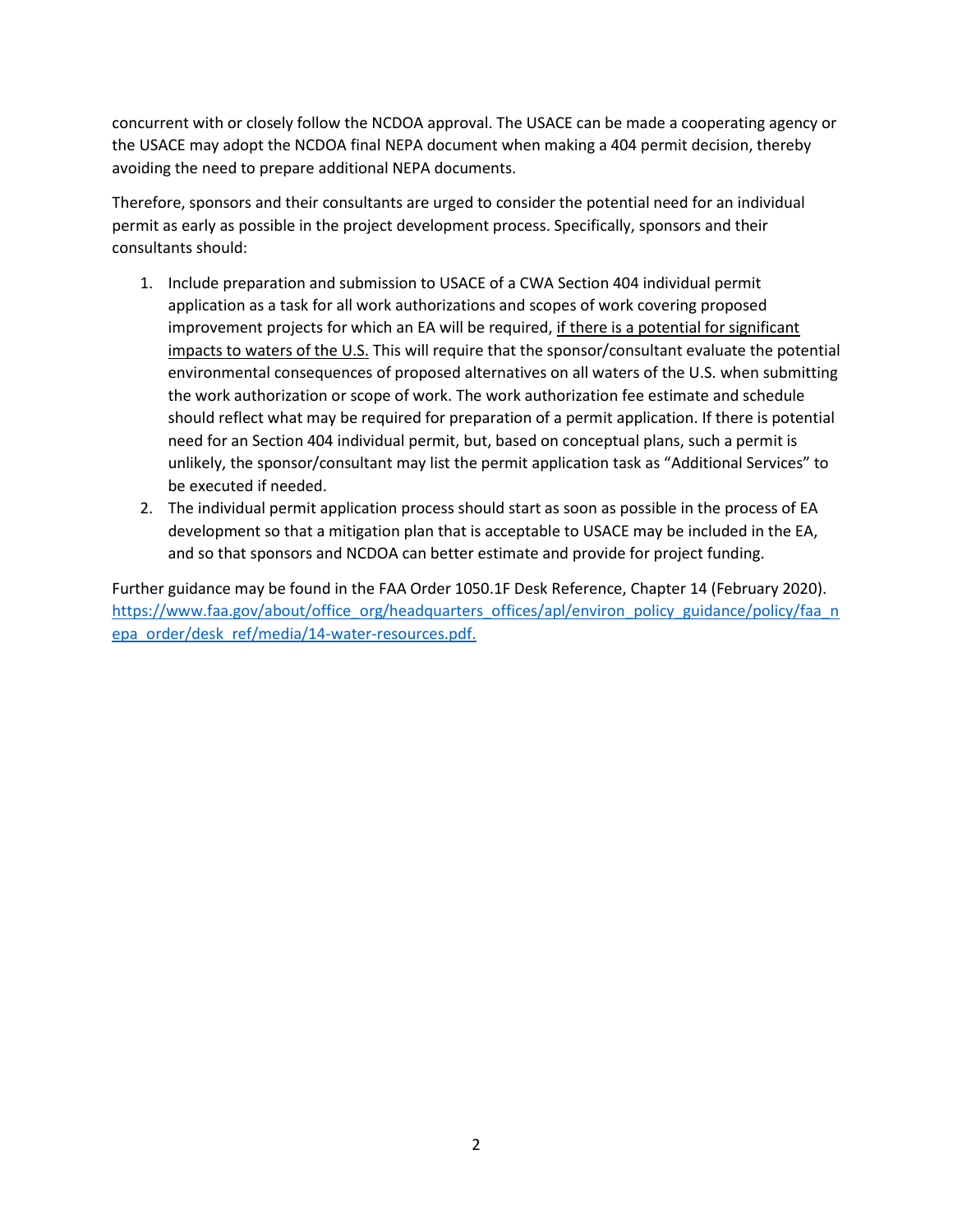concurrent with or closely follow the NCDOA approval. The USACE can be made a cooperating agency or the USACE may adopt the NCDOA final NEPA document when making a 404 permit decision, thereby avoiding the need to prepare additional NEPA documents.

Therefore, sponsors and their consultants are urged to consider the potential need for an individual permit as early as possible in the project development process. Specifically, sponsors and their consultants should:

1. Include preparation and submission to USACE of a CWA Section 404 individual permit application as a task for all work authorizations and scopes of work covering proposed improvement projects for which an EA will be required, <u>if there is a potential for significant impacts to waters of the U.S.</u> This will require that the sponsor/consultant evaluate the potential environmental consequences of proposed alternatives on all waters of the U.S. when submitting the work authorization or scope of work. The work authorization fee estimate and schedule should reflect what may be required for preparation of a permit application. If there is potential need for an Section 404 individual permit, but, based on conceptual plans, such a permit is unlikely, the sponsor/consultant may list the permit application task as "Additional Services" to be executed if needed.
2. The individual permit application process should start as soon as possible in the process of EA development so that a mitigation plan that is acceptable to USACE may be included in the EA, and so that sponsors and NCDOA can better estimate and provide for project funding.

Further guidance may be found in the FAA Order 1050.1F Desk Reference, Chapter 14 (February 2020). [https://www.faa.gov/about/office_org/headquarters_offices/apl/environ_policy_guidance/policy/faa_nepa_order/desk_ref/media/14-water-resources.pdf.](https://www.faa.gov/about/office_org/headquarters_offices/apl/environ_policy_guidance/policy/faa_nepa_order/desk_ref/media/14-water-resources.pdf)